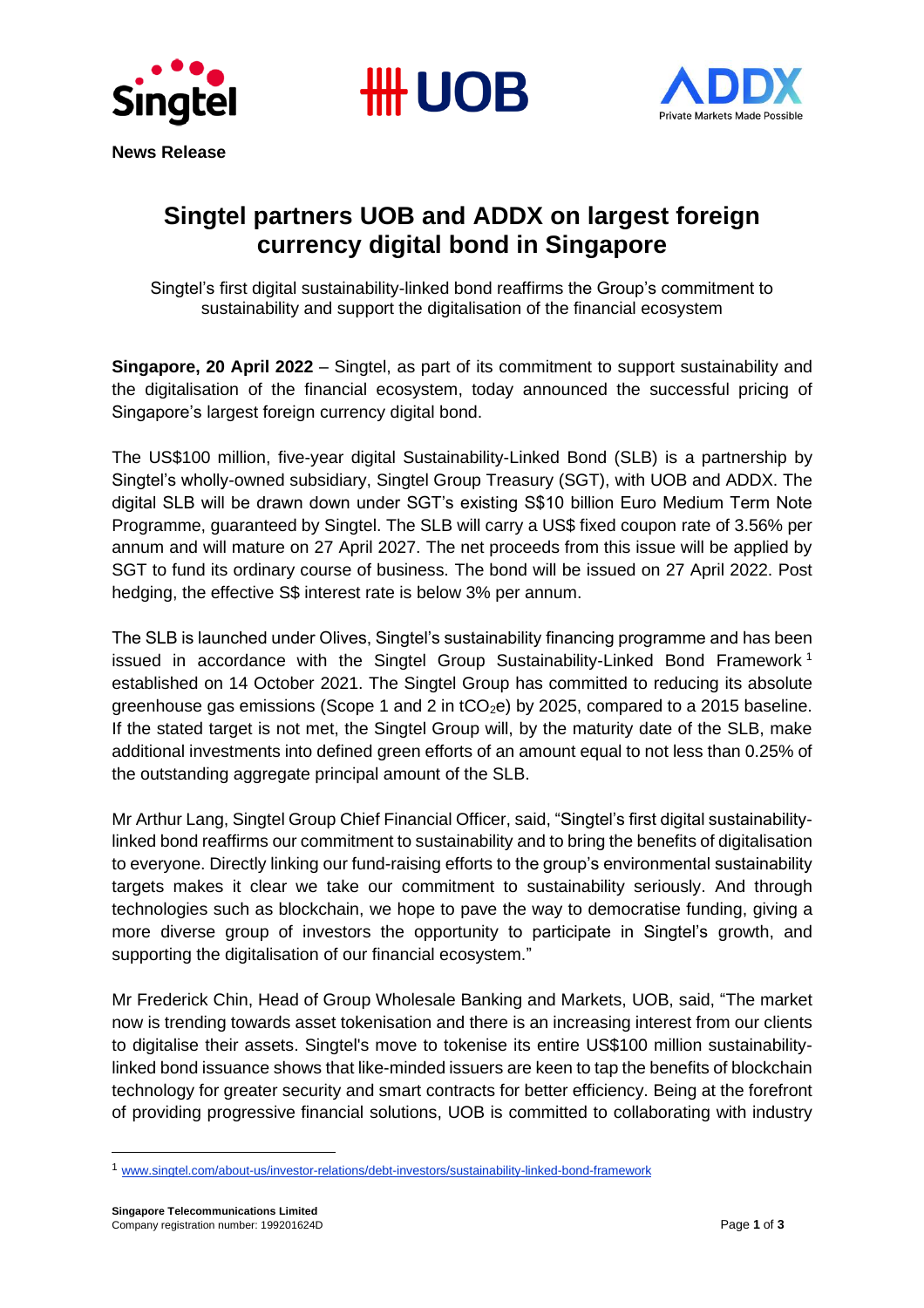**News Release**

# Singtel partners UOB and ADDX on largest foreign currency digital bond in Singapore

Singtel's first digital sustainability-linked bond reaffirms the Group's commitment to sustainability and support the digitalisation of the financial ecosystem

**Singapore, 20 April 2022** – Singtel, as part of its commitment to support sustainability and the digitalisation of the financial ecosystem, today announced the successful pricing of Singapore's largest foreign currency digital bond.

The US$100 million, five-year digital Sustainability-Linked Bond (SLB) is a partnership by Singtel's wholly-owned subsidiary, Singtel Group Treasury (SGT), with UOB and ADDX. The digital SLB will be drawn down under SGT's existing S$10 billion Euro Medium Term Note Programme, guaranteed by Singtel. The SLB will carry a US$ fixed coupon rate of 3.56% per annum and will mature on 27 April 2027. The net proceeds from this issue will be applied by SGT to fund its ordinary course of business. The bond will be issued on 27 April 2022. Post hedging, the effective S$ interest rate is below 3% per annum.

The SLB is launched under Olives, Singtel's sustainability financing programme and has been issued in accordance with the Singtel Group Sustainability-Linked Bond Framework [1] established on 14 October 2021. The Singtel Group has committed to reducing its absolute greenhouse gas emissions (Scope 1 and 2 in $tCO_2e$) by 2025, compared to a 2015 baseline. If the stated target is not met, the Singtel Group will, by the maturity date of the SLB, make additional investments into defined green efforts of an amount equal to not less than 0.25% of the outstanding aggregate principal amount of the SLB.

Mr Arthur Lang, Singtel Group Chief Financial Officer, said, "Singtel's first digital sustainability-linked bond reaffirms our commitment to sustainability and to bring the benefits of digitalisation to everyone. Directly linking our fund-raising efforts to the group's environmental sustainability targets makes it clear we take our commitment to sustainability seriously. And through technologies such as blockchain, we hope to pave the way to democratise funding, giving a more diverse group of investors the opportunity to participate in Singtel's growth, and supporting the digitalisation of our financial ecosystem."

Mr Frederick Chin, Head of Group Wholesale Banking and Markets, UOB, said, "The market now is trending towards asset tokenisation and there is an increasing interest from our clients to digitalise their assets. Singtel's move to tokenise its entire US$100 million sustainability-linked bond issuance shows that like-minded issuers are keen to tap the benefits of blockchain technology for greater security and smart contracts for better efficiency. Being at the forefront of providing progressive financial solutions, UOB is committed to collaborating with industry

[1] www.singtel.com/about-us/investor-relations/debt-investors/sustainability-linked-bond-framework

**Singapore Telecommunications Limited**
Company registration number: 199201624D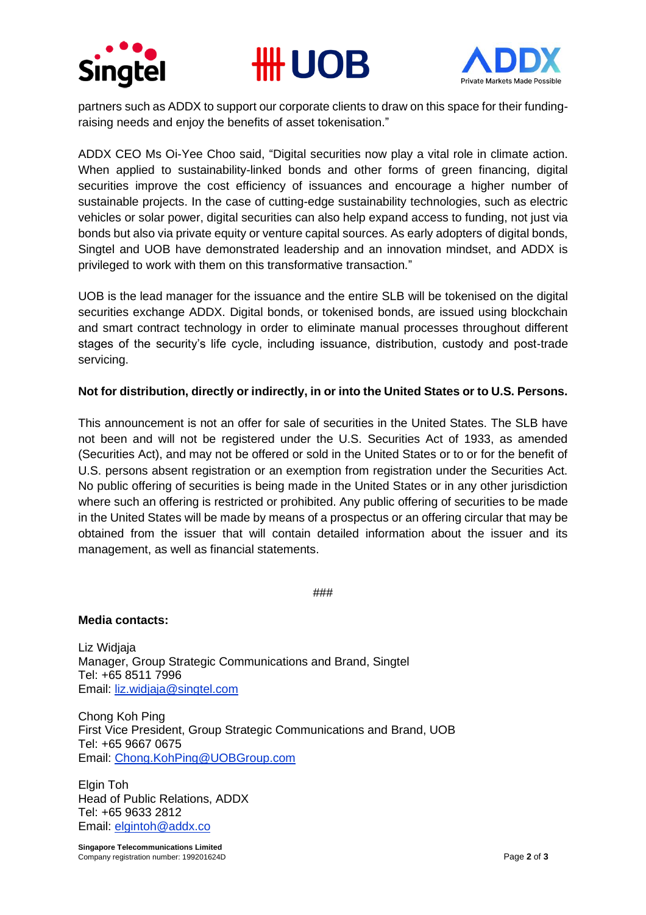partners such as ADDX to support our corporate clients to draw on this space for their funding-raising needs and enjoy the benefits of asset tokenisation."

ADDX CEO Ms Oi-Yee Choo said, "Digital securities now play a vital role in climate action. When applied to sustainability-linked bonds and other forms of green financing, digital securities improve the cost efficiency of issuances and encourage a higher number of sustainable projects. In the case of cutting-edge sustainability technologies, such as electric vehicles or solar power, digital securities can also help expand access to funding, not just via bonds but also via private equity or venture capital sources. As early adopters of digital bonds, Singtel and UOB have demonstrated leadership and an innovation mindset, and ADDX is privileged to work with them on this transformative transaction."

UOB is the lead manager for the issuance and the entire SLB will be tokenised on the digital securities exchange ADDX. Digital bonds, or tokenised bonds, are issued using blockchain and smart contract technology in order to eliminate manual processes throughout different stages of the security's life cycle, including issuance, distribution, custody and post-trade servicing.

**Not for distribution, directly or indirectly, in or into the United States or to U.S. Persons.**

This announcement is not an offer for sale of securities in the United States. The SLB have not been and will not be registered under the U.S. Securities Act of 1933, as amended (Securities Act), and may not be offered or sold in the United States or to or for the benefit of U.S. persons absent registration or an exemption from registration under the Securities Act. No public offering of securities is being made in the United States or in any other jurisdiction where such an offering is restricted or prohibited. Any public offering of securities to be made in the United States will be made by means of a prospectus or an offering circular that may be obtained from the issuer that will contain detailed information about the issuer and its management, as well as financial statements.

###

**Media contacts:**

Liz Widjaja
Manager, Group Strategic Communications and Brand, Singtel
Tel: +65 8511 7996
Email: liz.widjaja@singtel.com

Chong Koh Ping
First Vice President, Group Strategic Communications and Brand, UOB
Tel: +65 9667 0675
Email: Chong.KohPing@UOBGroup.com

Elgin Toh
Head of Public Relations, ADDX
Tel: +65 9633 2812
Email: elgintoh@addx.co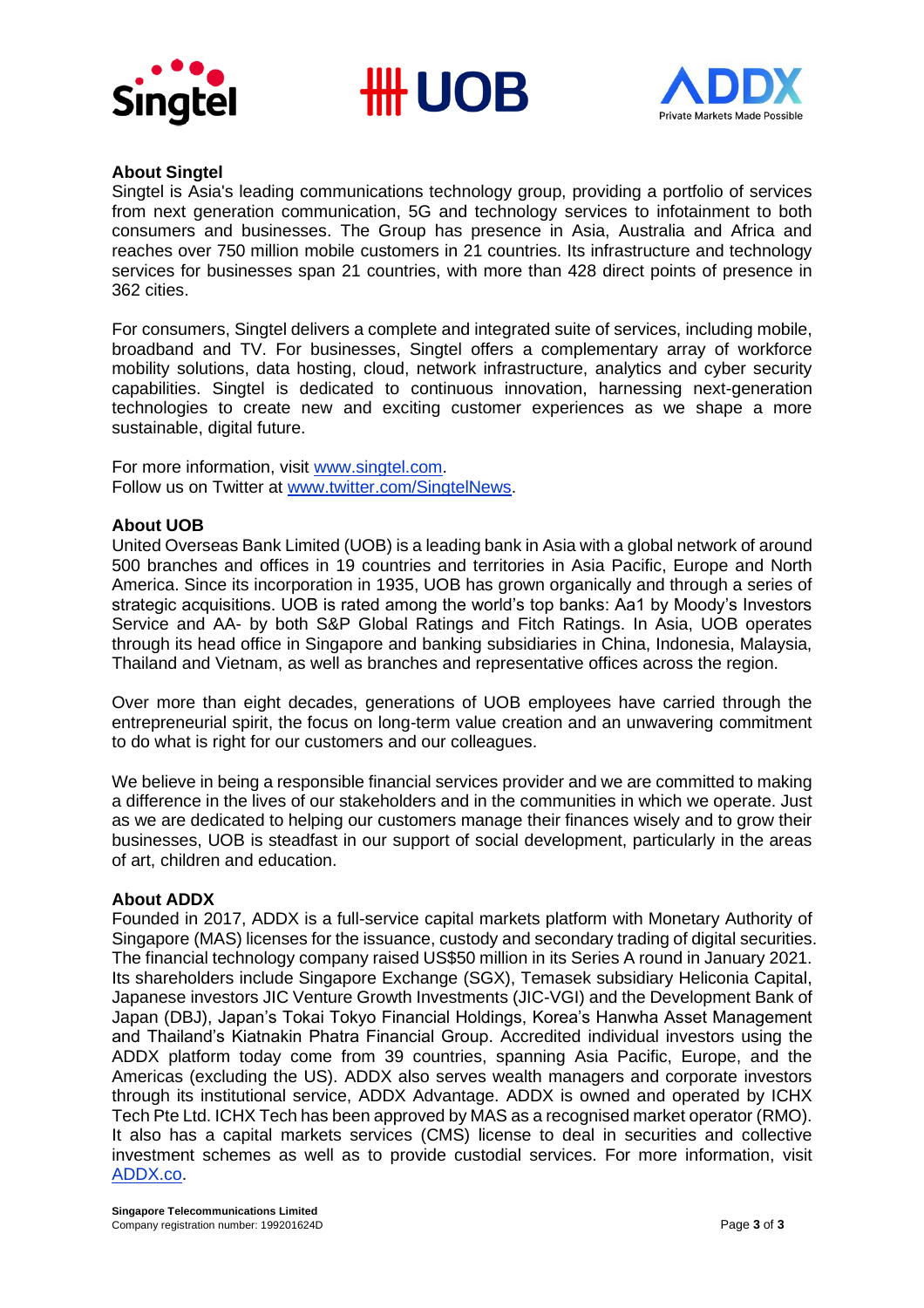## About Singtel

Singtel is Asia's leading communications technology group, providing a portfolio of services from next generation communication, 5G and technology services to infotainment to both consumers and businesses. The Group has presence in Asia, Australia and Africa and reaches over 750 million mobile customers in 21 countries. Its infrastructure and technology services for businesses span 21 countries, with more than 428 direct points of presence in 362 cities.

For consumers, Singtel delivers a complete and integrated suite of services, including mobile, broadband and TV. For businesses, Singtel offers a complementary array of workforce mobility solutions, data hosting, cloud, network infrastructure, analytics and cyber security capabilities. Singtel is dedicated to continuous innovation, harnessing next-generation technologies to create new and exciting customer experiences as we shape a more sustainable, digital future.

For more information, visit www.singtel.com.
Follow us on Twitter at www.twitter.com/SingtelNews.

## About UOB

United Overseas Bank Limited (UOB) is a leading bank in Asia with a global network of around 500 branches and offices in 19 countries and territories in Asia Pacific, Europe and North America. Since its incorporation in 1935, UOB has grown organically and through a series of strategic acquisitions. UOB is rated among the world's top banks: Aa1 by Moody's Investors Service and AA- by both S&P Global Ratings and Fitch Ratings. In Asia, UOB operates through its head office in Singapore and banking subsidiaries in China, Indonesia, Malaysia, Thailand and Vietnam, as well as branches and representative offices across the region.

Over more than eight decades, generations of UOB employees have carried through the entrepreneurial spirit, the focus on long-term value creation and an unwavering commitment to do what is right for our customers and our colleagues.

We believe in being a responsible financial services provider and we are committed to making a difference in the lives of our stakeholders and in the communities in which we operate. Just as we are dedicated to helping our customers manage their finances wisely and to grow their businesses, UOB is steadfast in our support of social development, particularly in the areas of art, children and education.

## About ADDX

Founded in 2017, ADDX is a full-service capital markets platform with Monetary Authority of Singapore (MAS) licenses for the issuance, custody and secondary trading of digital securities. The financial technology company raised US$50 million in its Series A round in January 2021. Its shareholders include Singapore Exchange (SGX), Temasek subsidiary Heliconia Capital, Japanese investors JIC Venture Growth Investments (JIC-VGI) and the Development Bank of Japan (DBJ), Japan's Tokai Tokyo Financial Holdings, Korea's Hanwha Asset Management and Thailand's Kiatnakin Phatra Financial Group. Accredited individual investors using the ADDX platform today come from 39 countries, spanning Asia Pacific, Europe, and the Americas (excluding the US). ADDX also serves wealth managers and corporate investors through its institutional service, ADDX Advantage. ADDX is owned and operated by ICHX Tech Pte Ltd. ICHX Tech has been approved by MAS as a recognised market operator (RMO). It also has a capital markets services (CMS) license to deal in securities and collective investment schemes as well as to provide custodial services. For more information, visit ADDX.co.

**Singapore Telecommunications Limited**
Company registration number: 199201624D